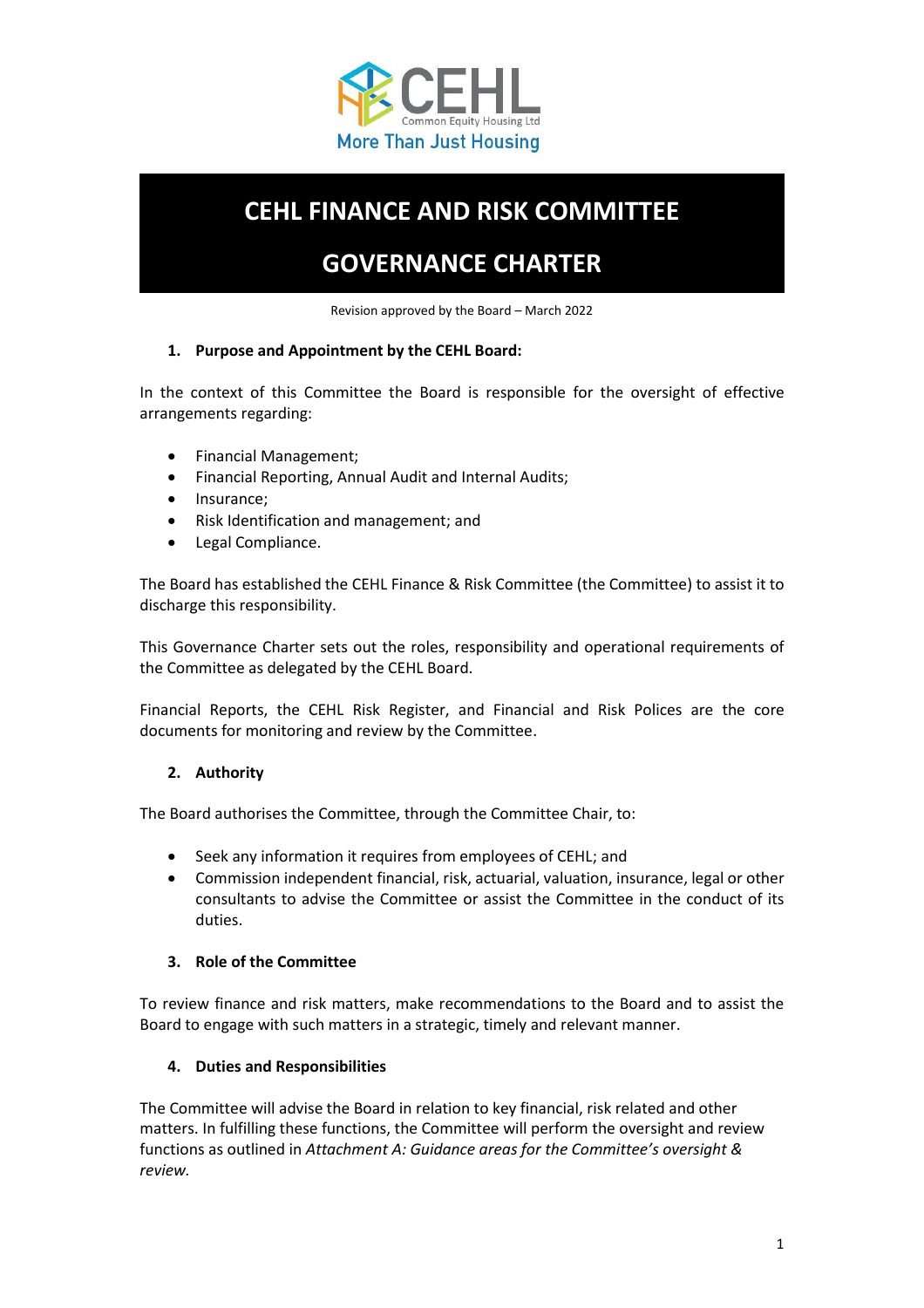# CEHL FINANCE AND RISK COMMITTEE

# GOVERNANCE CHARTER

Revision approved by the Board – March 2022

## 1. Purpose and Appointment by the CEHL Board:

In the context of this Committee the Board is responsible for the oversight of effective arrangements regarding:

- Financial Management;
- Financial Reporting, Annual Audit and Internal Audits;
- Insurance;
- Risk Identification and management; and
- Legal Compliance.

The Board has established the CEHL Finance & Risk Committee (the Committee) to assist it to discharge this responsibility.

This Governance Charter sets out the roles, responsibility and operational requirements of the Committee as delegated by the CEHL Board.

Financial Reports, the CEHL Risk Register, and Financial and Risk Polices are the core documents for monitoring and review by the Committee.

## 2. Authority

The Board authorises the Committee, through the Committee Chair, to:

- Seek any information it requires from employees of CEHL; and
- Commission independent financial, risk, actuarial, valuation, insurance, legal or other consultants to advise the Committee or assist the Committee in the conduct of its duties.

## 3. Role of the Committee

To review finance and risk matters, make recommendations to the Board and to assist the Board to engage with such matters in a strategic, timely and relevant manner.

## 4. Duties and Responsibilities

The Committee will advise the Board in relation to key financial, risk related and other matters. In fulfilling these functions, the Committee will perform the oversight and review functions as outlined in *Attachment A: Guidance areas for the Committee's oversight & review.*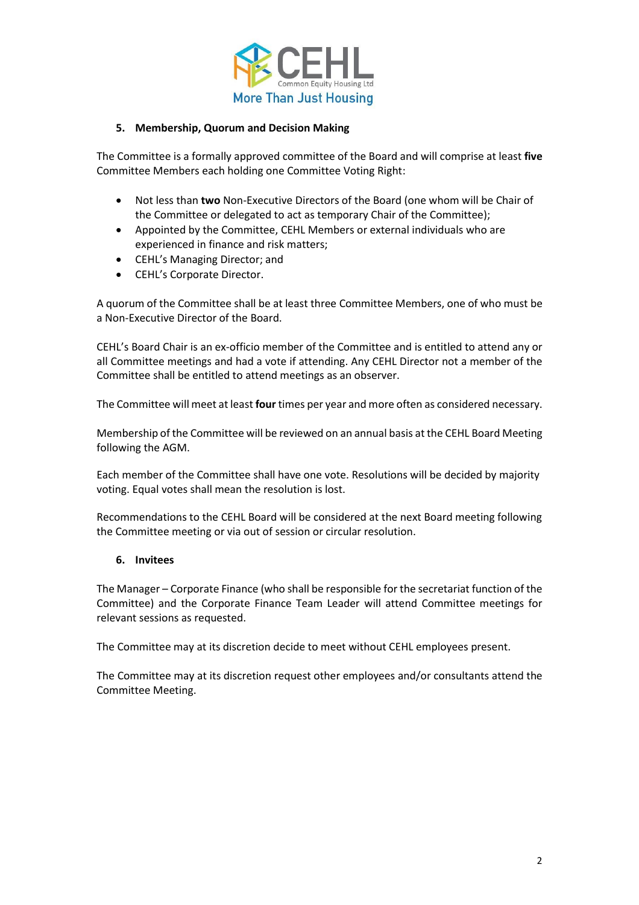## 5. Membership, Quorum and Decision Making

The Committee is a formally approved committee of the Board and will comprise at least **five** Committee Members each holding one Committee Voting Right:

- Not less than **two** Non-Executive Directors of the Board (one whom will be Chair of the Committee or delegated to act as temporary Chair of the Committee);
- Appointed by the Committee, CEHL Members or external individuals who are experienced in finance and risk matters;
- CEHL's Managing Director; and
- CEHL's Corporate Director.

A quorum of the Committee shall be at least three Committee Members, one of who must be a Non-Executive Director of the Board.

CEHL's Board Chair is an ex-officio member of the Committee and is entitled to attend any or all Committee meetings and had a vote if attending. Any CEHL Director not a member of the Committee shall be entitled to attend meetings as an observer.

The Committee will meet at least **four** times per year and more often as considered necessary.

Membership of the Committee will be reviewed on an annual basis at the CEHL Board Meeting following the AGM.

Each member of the Committee shall have one vote. Resolutions will be decided by majority voting. Equal votes shall mean the resolution is lost.

Recommendations to the CEHL Board will be considered at the next Board meeting following the Committee meeting or via out of session or circular resolution.

## 6. Invitees

The Manager – Corporate Finance (who shall be responsible for the secretariat function of the Committee) and the Corporate Finance Team Leader will attend Committee meetings for relevant sessions as requested.

The Committee may at its discretion decide to meet without CEHL employees present.

The Committee may at its discretion request other employees and/or consultants attend the Committee Meeting.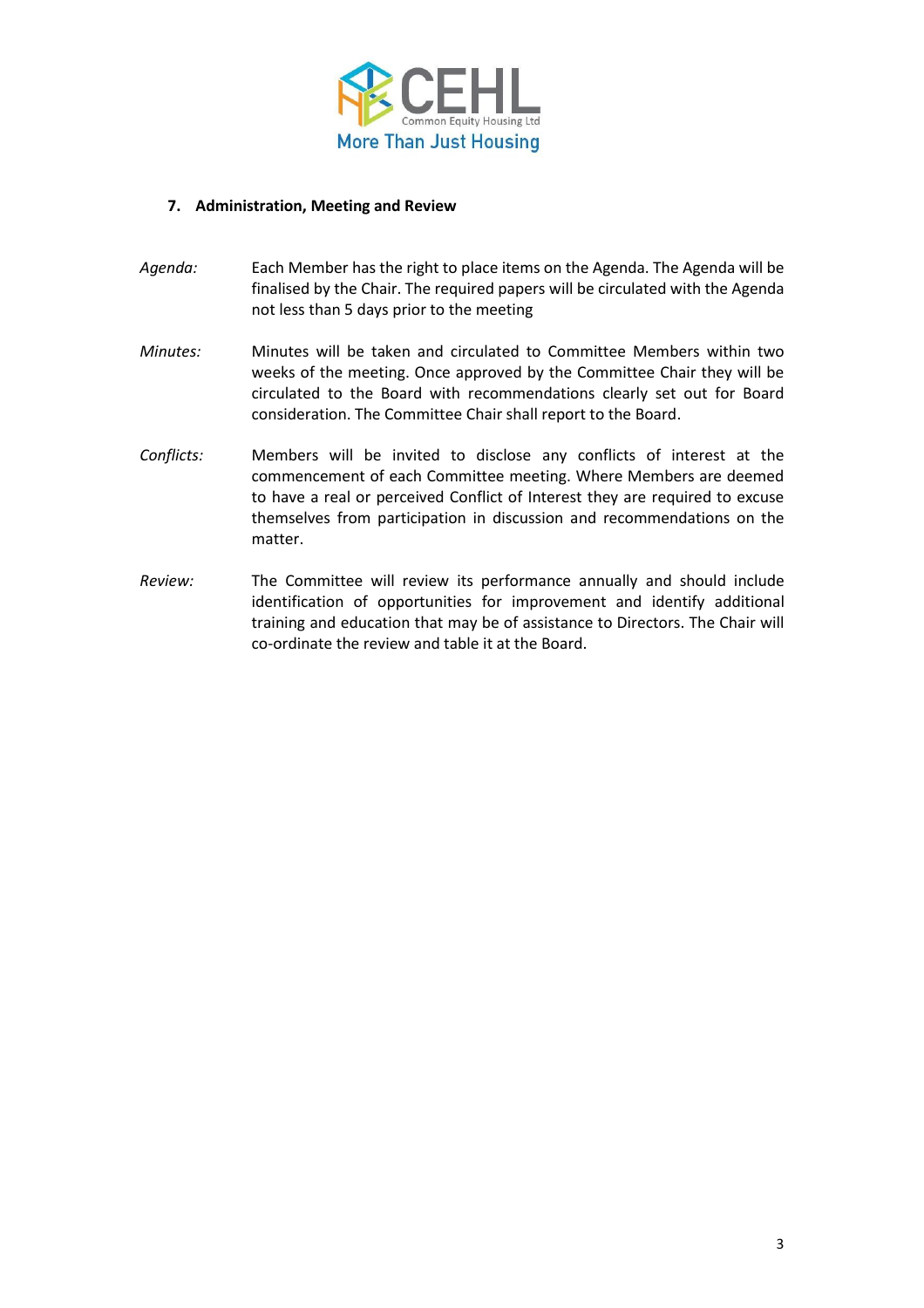## 7. Administration, Meeting and Review

*Agenda:* Each Member has the right to place items on the Agenda. The Agenda will be finalised by the Chair. The required papers will be circulated with the Agenda not less than 5 days prior to the meeting

*Minutes:* Minutes will be taken and circulated to Committee Members within two weeks of the meeting. Once approved by the Committee Chair they will be circulated to the Board with recommendations clearly set out for Board consideration. The Committee Chair shall report to the Board.

*Conflicts:* Members will be invited to disclose any conflicts of interest at the commencement of each Committee meeting. Where Members are deemed to have a real or perceived Conflict of Interest they are required to excuse themselves from participation in discussion and recommendations on the matter.

*Review:* The Committee will review its performance annually and should include identification of opportunities for improvement and identify additional training and education that may be of assistance to Directors. The Chair will co-ordinate the review and table it at the Board.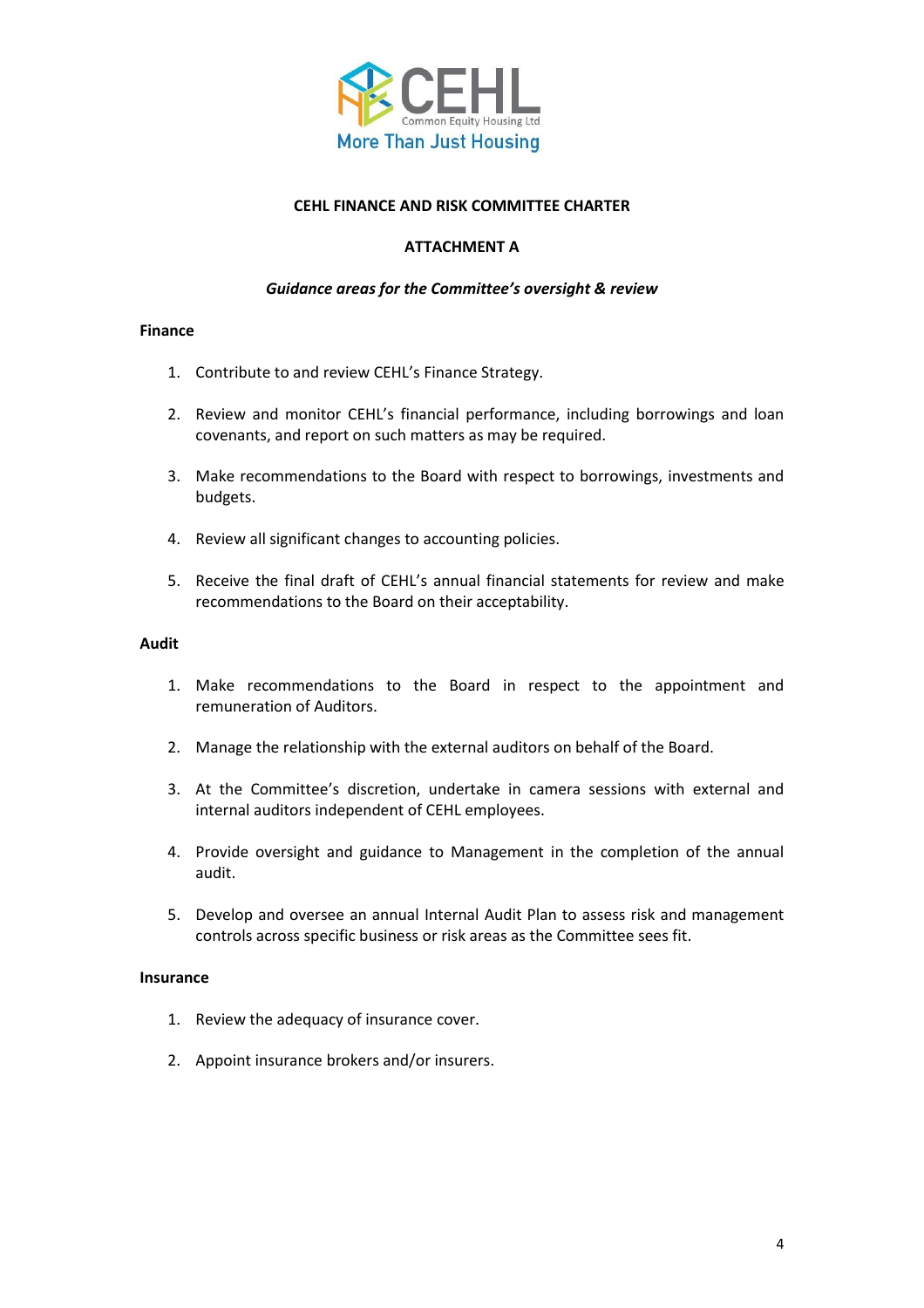**CEHL FINANCE AND RISK COMMITTEE CHARTER**

**ATTACHMENT A**

***Guidance areas for the Committee's oversight & review***

**Finance**

1. Contribute to and review CEHL's Finance Strategy.
2. Review and monitor CEHL's financial performance, including borrowings and loan covenants, and report on such matters as may be required.
3. Make recommendations to the Board with respect to borrowings, investments and budgets.
4. Review all significant changes to accounting policies.
5. Receive the final draft of CEHL's annual financial statements for review and make recommendations to the Board on their acceptability.

**Audit**

1. Make recommendations to the Board in respect to the appointment and remuneration of Auditors.
2. Manage the relationship with the external auditors on behalf of the Board.
3. At the Committee's discretion, undertake in camera sessions with external and internal auditors independent of CEHL employees.
4. Provide oversight and guidance to Management in the completion of the annual audit.
5. Develop and oversee an annual Internal Audit Plan to assess risk and management controls across specific business or risk areas as the Committee sees fit.

**Insurance**

1. Review the adequacy of insurance cover.
2. Appoint insurance brokers and/or insurers.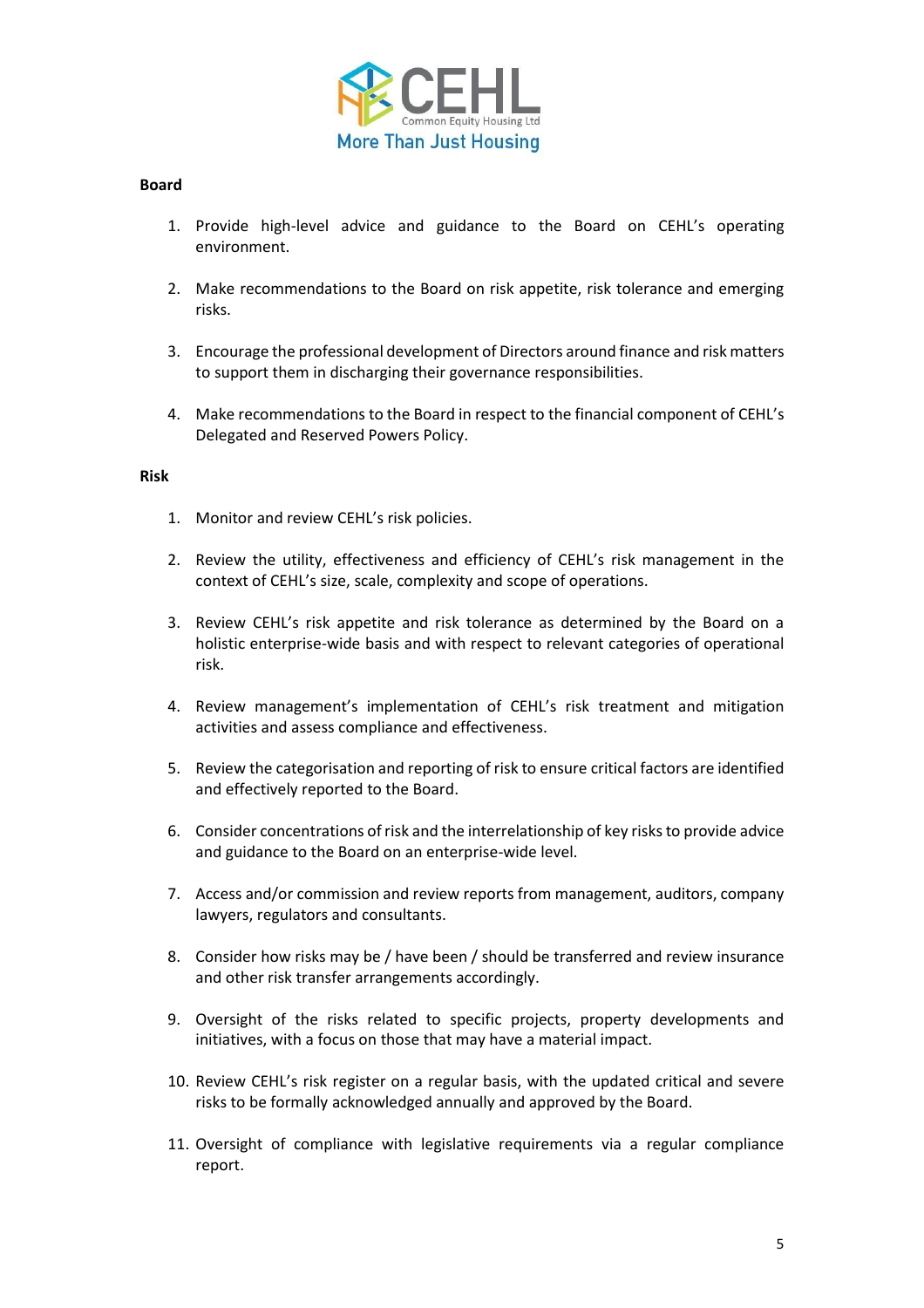**Board**

1. Provide high-level advice and guidance to the Board on CEHL's operating environment.

2. Make recommendations to the Board on risk appetite, risk tolerance and emerging risks.

3. Encourage the professional development of Directors around finance and risk matters to support them in discharging their governance responsibilities.

4. Make recommendations to the Board in respect to the financial component of CEHL's Delegated and Reserved Powers Policy.

**Risk**

1. Monitor and review CEHL's risk policies.

2. Review the utility, effectiveness and efficiency of CEHL's risk management in the context of CEHL's size, scale, complexity and scope of operations.

3. Review CEHL's risk appetite and risk tolerance as determined by the Board on a holistic enterprise-wide basis and with respect to relevant categories of operational risk.

4. Review management's implementation of CEHL's risk treatment and mitigation activities and assess compliance and effectiveness.

5. Review the categorisation and reporting of risk to ensure critical factors are identified and effectively reported to the Board.

6. Consider concentrations of risk and the interrelationship of key risks to provide advice and guidance to the Board on an enterprise-wide level.

7. Access and/or commission and review reports from management, auditors, company lawyers, regulators and consultants.

8. Consider how risks may be / have been / should be transferred and review insurance and other risk transfer arrangements accordingly.

9. Oversight of the risks related to specific projects, property developments and initiatives, with a focus on those that may have a material impact.

10. Review CEHL's risk register on a regular basis, with the updated critical and severe risks to be formally acknowledged annually and approved by the Board.

11. Oversight of compliance with legislative requirements via a regular compliance report.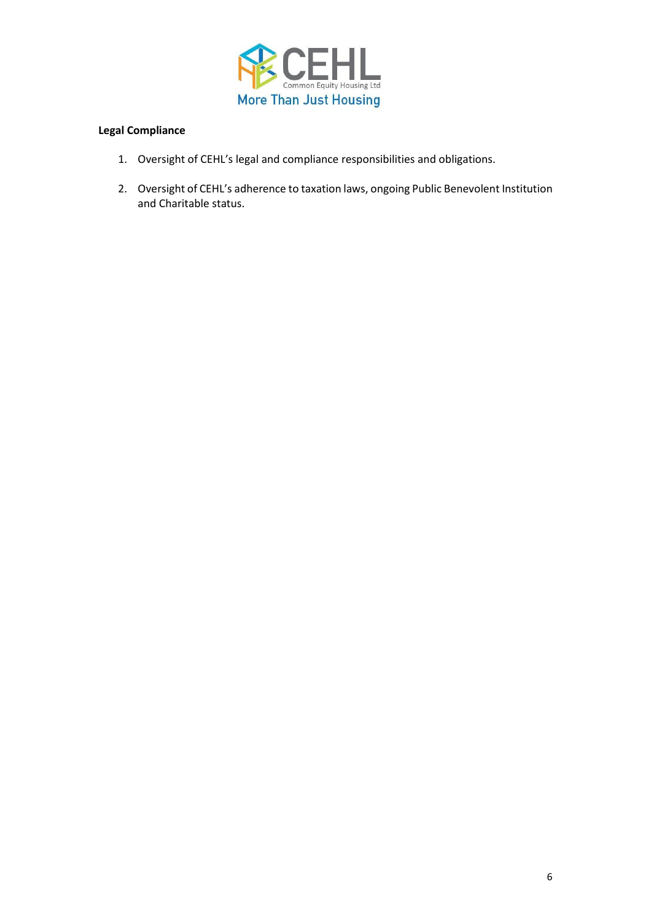**Legal Compliance**

1. Oversight of CEHL's legal and compliance responsibilities and obligations.
2. Oversight of CEHL's adherence to taxation laws, ongoing Public Benevolent Institution and Charitable status.